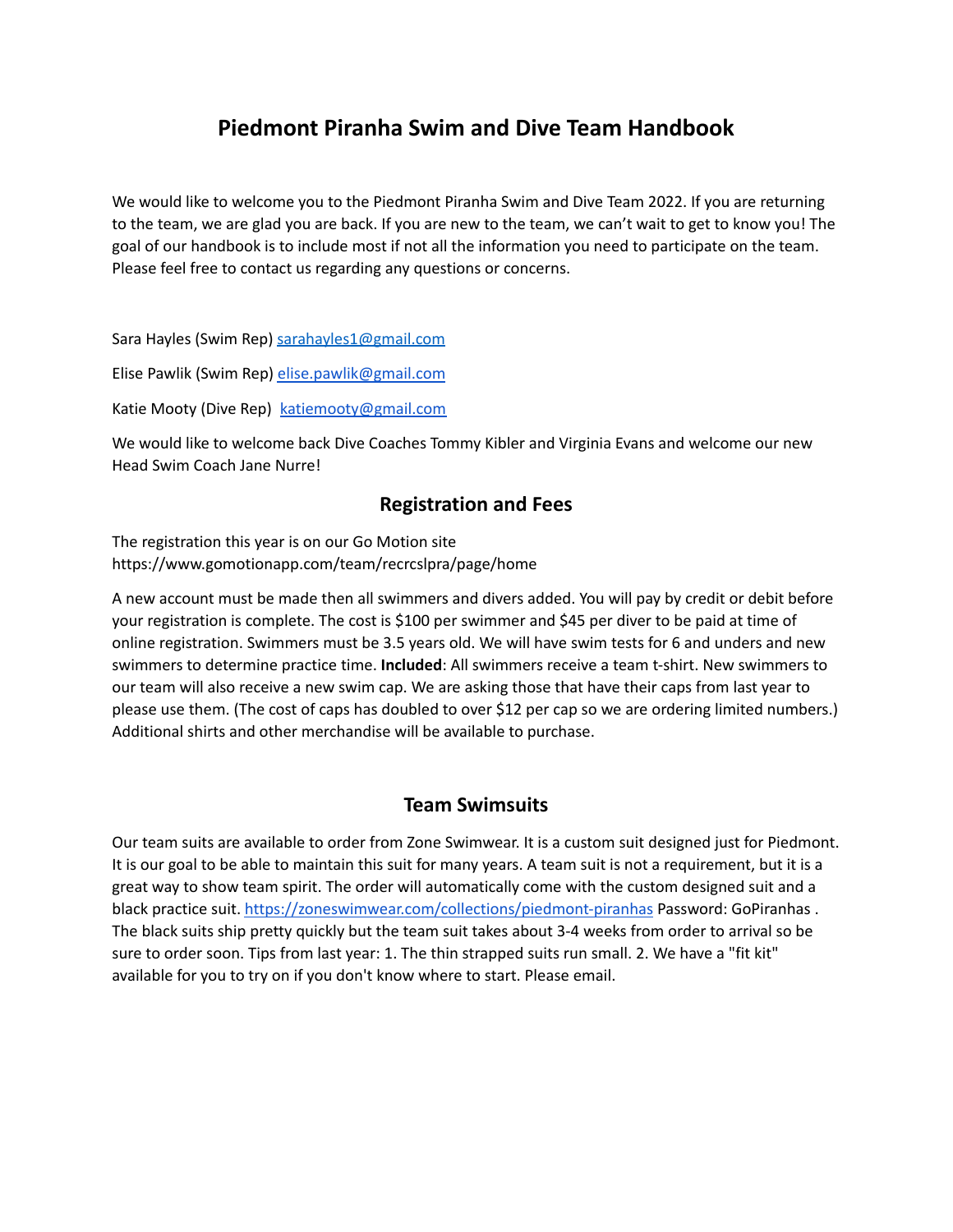# Piedmont Piranha Swim and Dive Team Handbook

We would like to welcome you to the Piedmont Piranha Swim and Dive Team 2022. If you are returning to the team, we are glad you are back. If you are new to the team, we can't wait to get to know you! The goal of our handbook is to include most if not all the information you need to participate on the team. Please feel free to contact us regarding any questions or concerns.

Sara Hayles (Swim Rep) sarahayles1@gmail.com

Elise Pawlik (Swim Rep) elise.pawlik@gmail.com

Katie Mooty (Dive Rep) katiemooty@gmail.com

We would like to welcome back Dive Coaches Tommy Kibler and Virginia Evans and welcome our new Head Swim Coach Jane Nurre!

## Registration and Fees

The registration this year is on our Go Motion site https://www.gomotionapp.com/team/recrcslpra/page/home

A new account must be made then all swimmers and divers added. You will pay by credit or debit before your registration is complete. The cost is $100 per swimmer and $45 per diver to be paid at time of online registration. Swimmers must be 3.5 years old. We will have swim tests for 6 and unders and new swimmers to determine practice time. **Included**: All swimmers receive a team t-shirt. New swimmers to our team will also receive a new swim cap. We are asking those that have their caps from last year to please use them. (The cost of caps has doubled to over $12 per cap so we are ordering limited numbers.) Additional shirts and other merchandise will be available to purchase.

## Team Swimsuits

Our team suits are available to order from Zone Swimwear. It is a custom suit designed just for Piedmont. It is our goal to be able to maintain this suit for many years. A team suit is not a requirement, but it is a great way to show team spirit. The order will automatically come with the custom designed suit and a black practice suit. https://zoneswimwear.com/collections/piedmont-piranhas Password: GoPiranhas . The black suits ship pretty quickly but the team suit takes about 3-4 weeks from order to arrival so be sure to order soon. Tips from last year: 1. The thin strapped suits run small. 2. We have a "fit kit" available for you to try on if you don't know where to start. Please email.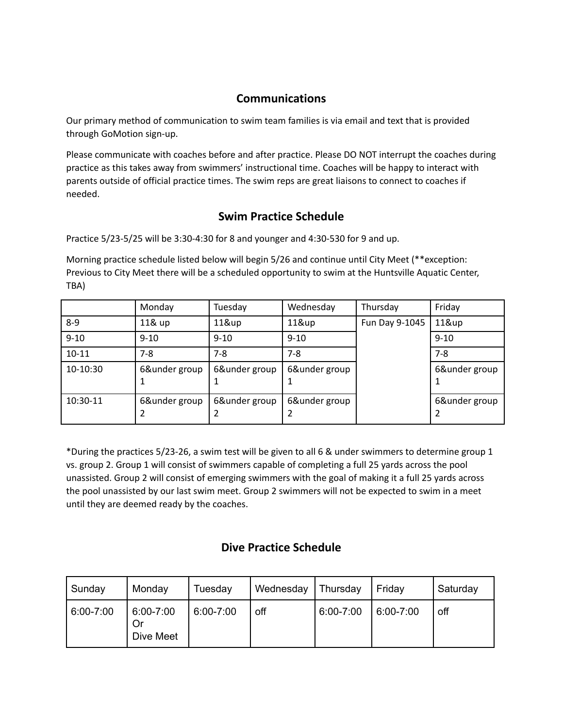## Communications

Our primary method of communication to swim team families is via email and text that is provided through GoMotion sign-up.

Please communicate with coaches before and after practice. Please DO NOT interrupt the coaches during practice as this takes away from swimmers' instructional time. Coaches will be happy to interact with parents outside of official practice times. The swim reps are great liaisons to connect to coaches if needed.

## Swim Practice Schedule

Practice 5/23-5/25 will be 3:30-4:30 for 8 and younger and 4:30-530 for 9 and up.

Morning practice schedule listed below will begin 5/26 and continue until City Meet (**exception: Previous to City Meet there will be a scheduled opportunity to swim at the Huntsville Aquatic Center, TBA)

| | Monday | Tuesday | Wednesday | Thursday | Friday |
|---|---|---|---|---|---|
| 8-9 | 11& up | 11&up | 11&up | Fun Day 9-1045 | 11&up |
| 9-10 | 9-10 | 9-10 | 9-10 | | 9-10 |
| 10-11 | 7-8 | 7-8 | 7-8 | | 7-8 |
| 10-10:30 | 6&under group 1 | 6&under group 1 | 6&under group 1 | | 6&under group 1 |
| 10:30-11 | 6&under group 2 | 6&under group 2 | 6&under group 2 | | 6&under group 2 |

*During the practices 5/23-26, a swim test will be given to all 6 & under swimmers to determine group 1 vs. group 2. Group 1 will consist of swimmers capable of completing a full 25 yards across the pool unassisted. Group 2 will consist of emerging swimmers with the goal of making it a full 25 yards across the pool unassisted by our last swim meet. Group 2 swimmers will not be expected to swim in a meet until they are deemed ready by the coaches.

## Dive Practice Schedule

| Sunday | Monday | Tuesday | Wednesday | Thursday | Friday | Saturday |
|---|---|---|---|---|---|---|
| 6:00-7:00 | 6:00-7:00 Or Dive Meet | 6:00-7:00 | off | 6:00-7:00 | 6:00-7:00 | off |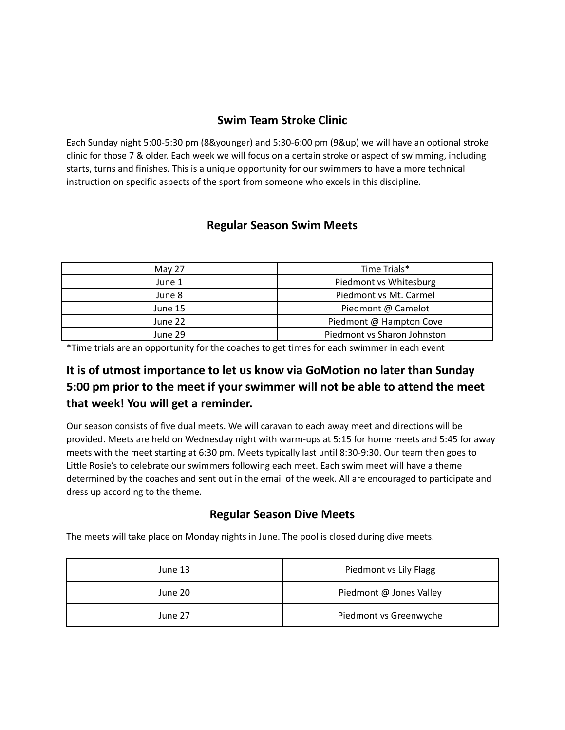## Swim Team Stroke Clinic

Each Sunday night 5:00-5:30 pm (8&younger) and 5:30-6:00 pm (9&up) we will have an optional stroke clinic for those 7 & older. Each week we will focus on a certain stroke or aspect of swimming, including starts, turns and finishes. This is a unique opportunity for our swimmers to have a more technical instruction on specific aspects of the sport from someone who excels in this discipline.

## Regular Season Swim Meets

| | |
|---|---|
| May 27 | Time Trials* |
| June 1 | Piedmont vs Whitesburg |
| June 8 | Piedmont vs Mt. Carmel |
| June 15 | Piedmont @ Camelot |
| June 22 | Piedmont @ Hampton Cove |
| June 29 | Piedmont vs Sharon Johnston |

*Time trials are an opportunity for the coaches to get times for each swimmer in each event

**It is of utmost importance to let us know via GoMotion no later than Sunday 5:00 pm prior to the meet if your swimmer will not be able to attend the meet that week! You will get a reminder.**

Our season consists of five dual meets. We will caravan to each away meet and directions will be provided. Meets are held on Wednesday night with warm-ups at 5:15 for home meets and 5:45 for away meets with the meet starting at 6:30 pm. Meets typically last until 8:30-9:30. Our team then goes to Little Rosie's to celebrate our swimmers following each meet. Each swim meet will have a theme determined by the coaches and sent out in the email of the week. All are encouraged to participate and dress up according to the theme.

## Regular Season Dive Meets

The meets will take place on Monday nights in June. The pool is closed during dive meets.

| | |
|---|---|
| June 13 | Piedmont vs Lily Flagg |
| June 20 | Piedmont @ Jones Valley |
| June 27 | Piedmont vs Greenwyche |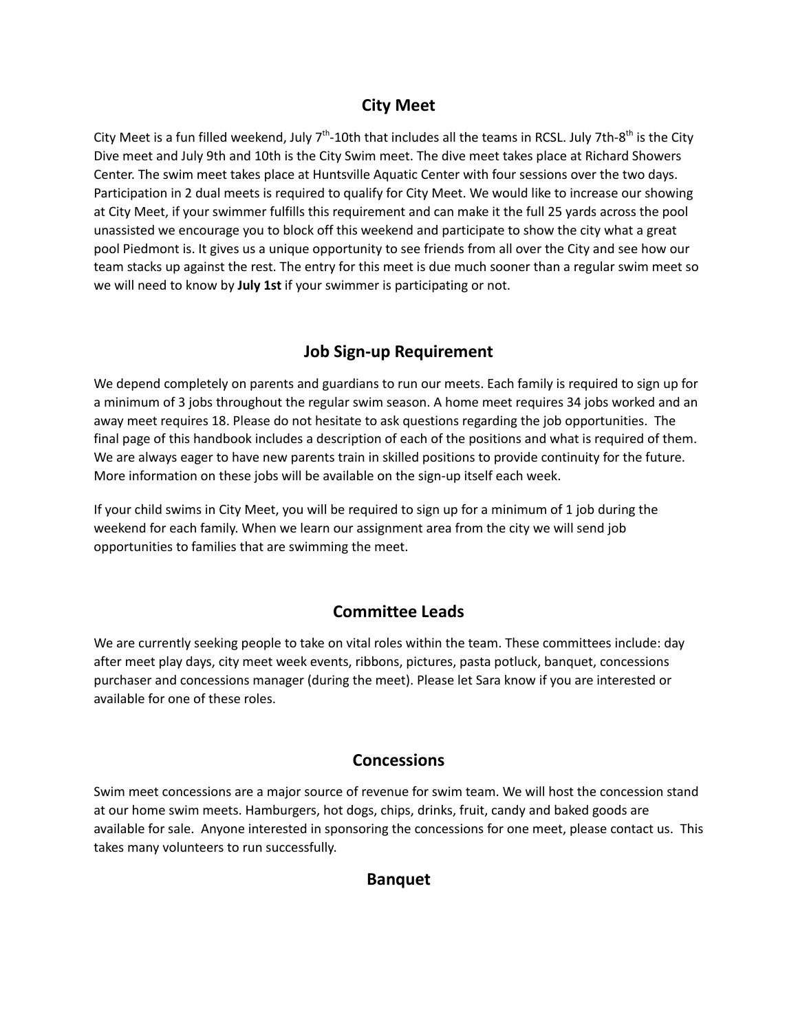## City Meet

City Meet is a fun filled weekend, July 7th-10th that includes all the teams in RCSL. July 7th-8th is the City Dive meet and July 9th and 10th is the City Swim meet. The dive meet takes place at Richard Showers Center. The swim meet takes place at Huntsville Aquatic Center with four sessions over the two days. Participation in 2 dual meets is required to qualify for City Meet. We would like to increase our showing at City Meet, if your swimmer fulfills this requirement and can make it the full 25 yards across the pool unassisted we encourage you to block off this weekend and participate to show the city what a great pool Piedmont is. It gives us a unique opportunity to see friends from all over the City and see how our team stacks up against the rest. The entry for this meet is due much sooner than a regular swim meet so we will need to know by **July 1st** if your swimmer is participating or not.

## Job Sign-up Requirement

We depend completely on parents and guardians to run our meets. Each family is required to sign up for a minimum of 3 jobs throughout the regular swim season. A home meet requires 34 jobs worked and an away meet requires 18. Please do not hesitate to ask questions regarding the job opportunities. The final page of this handbook includes a description of each of the positions and what is required of them. We are always eager to have new parents train in skilled positions to provide continuity for the future. More information on these jobs will be available on the sign-up itself each week.

If your child swims in City Meet, you will be required to sign up for a minimum of 1 job during the weekend for each family. When we learn our assignment area from the city we will send job opportunities to families that are swimming the meet.

## Committee Leads

We are currently seeking people to take on vital roles within the team. These committees include: day after meet play days, city meet week events, ribbons, pictures, pasta potluck, banquet, concessions purchaser and concessions manager (during the meet). Please let Sara know if you are interested or available for one of these roles.

## Concessions

Swim meet concessions are a major source of revenue for swim team. We will host the concession stand at our home swim meets. Hamburgers, hot dogs, chips, drinks, fruit, candy and baked goods are available for sale. Anyone interested in sponsoring the concessions for one meet, please contact us. This takes many volunteers to run successfully.

## Banquet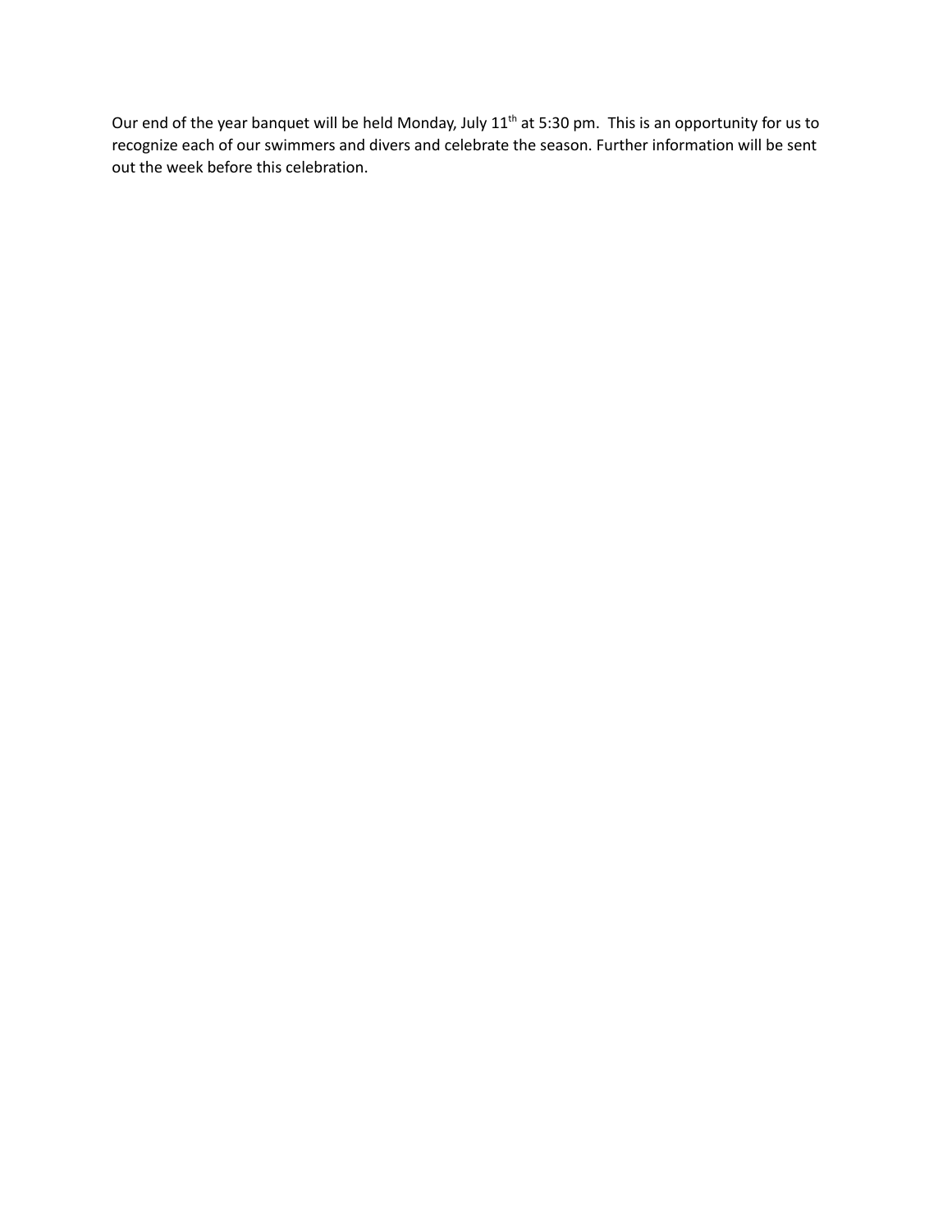Our end of the year banquet will be held Monday, July 11th at 5:30 pm.  This is an opportunity for us to recognize each of our swimmers and divers and celebrate the season. Further information will be sent out the week before this celebration.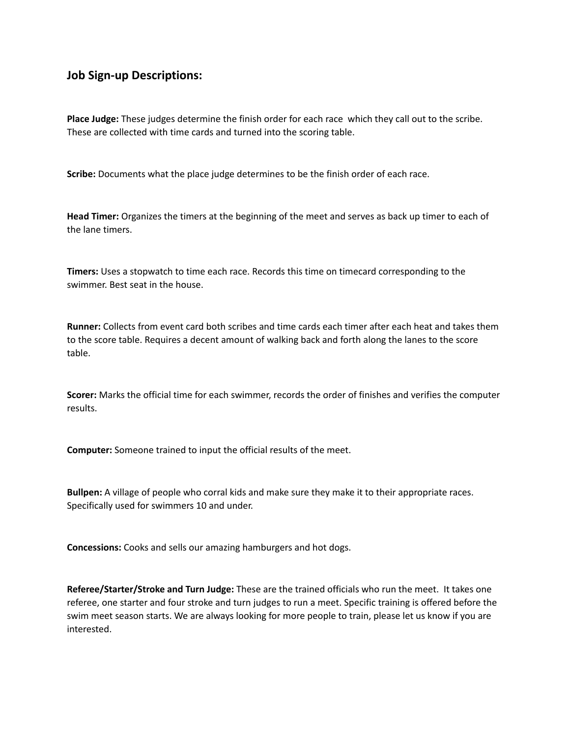## Job Sign-up Descriptions:

**Place Judge:** These judges determine the finish order for each race which they call out to the scribe. These are collected with time cards and turned into the scoring table.

**Scribe:** Documents what the place judge determines to be the finish order of each race.

**Head Timer:** Organizes the timers at the beginning of the meet and serves as back up timer to each of the lane timers.

**Timers:** Uses a stopwatch to time each race. Records this time on timecard corresponding to the swimmer. Best seat in the house.

**Runner:** Collects from event card both scribes and time cards each timer after each heat and takes them to the score table. Requires a decent amount of walking back and forth along the lanes to the score table.

**Scorer:** Marks the official time for each swimmer, records the order of finishes and verifies the computer results.

**Computer:** Someone trained to input the official results of the meet.

**Bullpen:** A village of people who corral kids and make sure they make it to their appropriate races. Specifically used for swimmers 10 and under.

**Concessions:** Cooks and sells our amazing hamburgers and hot dogs.

**Referee/Starter/Stroke and Turn Judge:** These are the trained officials who run the meet. It takes one referee, one starter and four stroke and turn judges to run a meet. Specific training is offered before the swim meet season starts. We are always looking for more people to train, please let us know if you are interested.